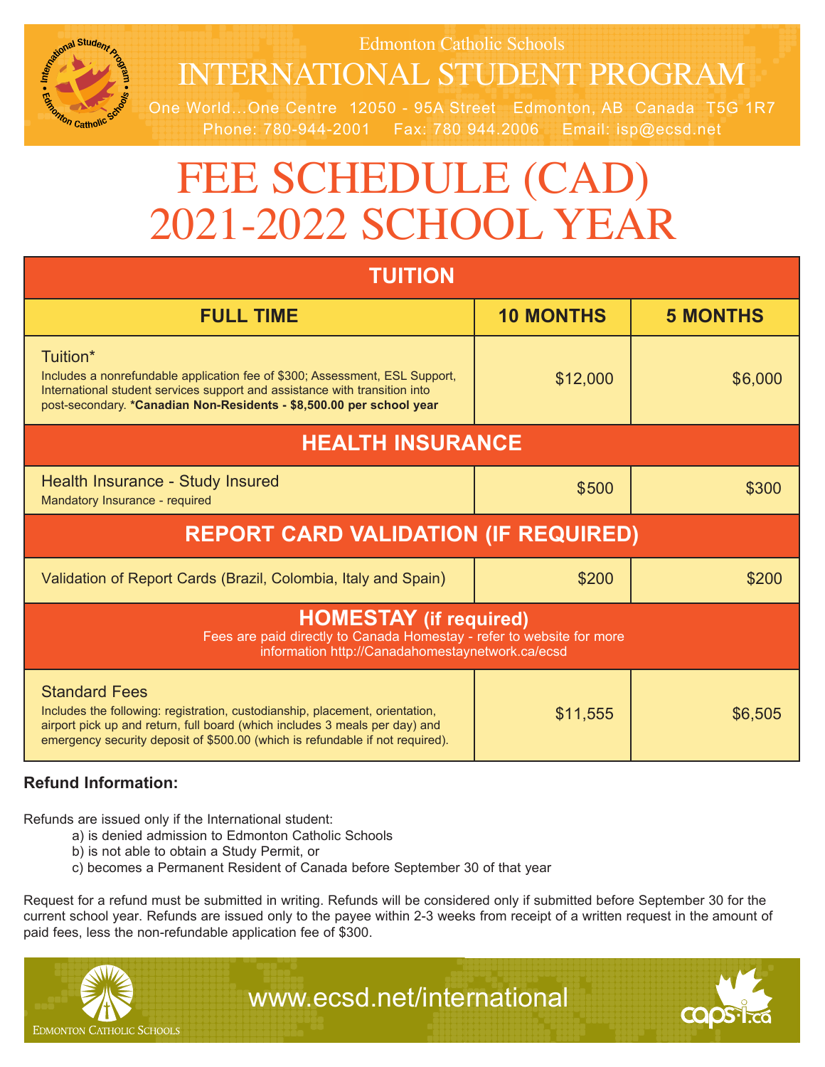Edmonton Catholic Schools

# INTERNATIONAL STUDENT PROGRAM

One World...One Centre 12050 - 95A Street Edmonton, AB Canada T5G 1R7
Phone: 780-944-2001 Fax: 780 944.2006 Email: isp@ecsd.net

# FEE SCHEDULE (CAD) 2021-2022 SCHOOL YEAR

| TUITION | | |
|---|---|---|
| **FULL TIME** | **10 MONTHS** | **5 MONTHS** |
| Tuition* <br> Includes a nonrefundable application fee of $300; Assessment, ESL Support, International student services support and assistance with transition into post-secondary. ***Canadian Non-Residents - $8,500.00 per school year** | $12,000 | $6,000 |
| **HEALTH INSURANCE** | | |
| Health Insurance - Study Insured <br> Mandatory Insurance - required | $500 | $300 |
| **REPORT CARD VALIDATION (IF REQUIRED)** | | |
| Validation of Report Cards (Brazil, Colombia, Italy and Spain) | $200 | $200 |
| **HOMESTAY (if required)** <br> Fees are paid directly to Canada Homestay - refer to website for more information http://Canadahomestaynetwork.ca/ecsd | | |
| Standard Fees <br> Includes the following: registration, custodianship, placement, orientation, airport pick up and return, full board (which includes 3 meals per day) and emergency security deposit of $500.00 (which is refundable if not required). | $11,555 | $6,505 |

**Refund Information:**

Refunds are issued only if the International student:

a) is denied admission to Edmonton Catholic Schools
b) is not able to obtain a Study Permit, or
c) becomes a Permanent Resident of Canada before September 30 of that year

Request for a refund must be submitted in writing. Refunds will be considered only if submitted before September 30 for the current school year. Refunds are issued only to the payee within 2-3 weeks from receipt of a written request in the amount of paid fees, less the non-refundable application fee of $300.

Edmonton Catholic Schools

www.ecsd.net/international

caps-i.ca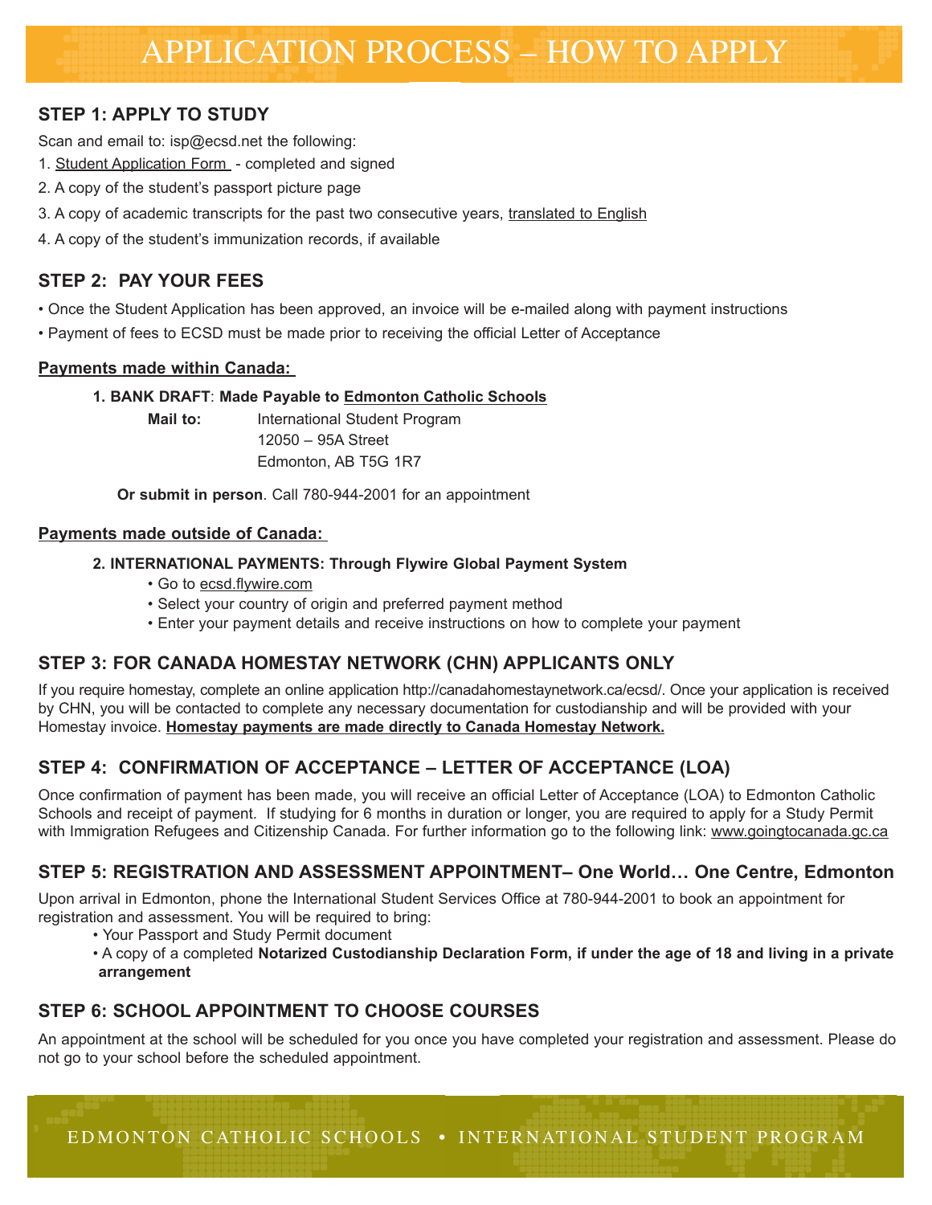# APPLICATION PROCESS – HOW TO APPLY

## STEP 1: APPLY TO STUDY

Scan and email to: isp@ecsd.net the following:

1. Student Application Form - completed and signed
2. A copy of the student's passport picture page
3. A copy of academic transcripts for the past two consecutive years, translated to English
4. A copy of the student's immunization records, if available

## STEP 2: PAY YOUR FEES

- Once the Student Application has been approved, an invoice will be e-mailed along with payment instructions
- Payment of fees to ECSD must be made prior to receiving the official Letter of Acceptance

**Payments made within Canada:**

**1. BANK DRAFT: Made Payable to Edmonton Catholic Schools**

**Mail to:** International Student Program
12050 – 95A Street
Edmonton, AB T5G 1R7

**Or submit in person**. Call 780-944-2001 for an appointment

**Payments made outside of Canada:**

**2. INTERNATIONAL PAYMENTS: Through Flywire Global Payment System**

- Go to ecsd.flywire.com
- Select your country of origin and preferred payment method
- Enter your payment details and receive instructions on how to complete your payment

## STEP 3: FOR CANADA HOMESTAY NETWORK (CHN) APPLICANTS ONLY

If you require homestay, complete an online application http://canadahomestaynetwork.ca/ecsd/. Once your application is received by CHN, you will be contacted to complete any necessary documentation for custodianship and will be provided with your Homestay invoice. **Homestay payments are made directly to Canada Homestay Network.**

## STEP 4: CONFIRMATION OF ACCEPTANCE – LETTER OF ACCEPTANCE (LOA)

Once confirmation of payment has been made, you will receive an official Letter of Acceptance (LOA) to Edmonton Catholic Schools and receipt of payment. If studying for 6 months in duration or longer, you are required to apply for a Study Permit with Immigration Refugees and Citizenship Canada. For further information go to the following link: www.goingtocanada.gc.ca

## STEP 5: REGISTRATION AND ASSESSMENT APPOINTMENT– One World… One Centre, Edmonton

Upon arrival in Edmonton, phone the International Student Services Office at 780-944-2001 to book an appointment for registration and assessment. You will be required to bring:

- Your Passport and Study Permit document
- A copy of a completed **Notarized Custodianship Declaration Form, if under the age of 18 and living in a private arrangement**

## STEP 6: SCHOOL APPOINTMENT TO CHOOSE COURSES

An appointment at the school will be scheduled for you once you have completed your registration and assessment. Please do not go to your school before the scheduled appointment.

EDMONTON CATHOLIC SCHOOLS • INTERNATIONAL STUDENT PROGRAM